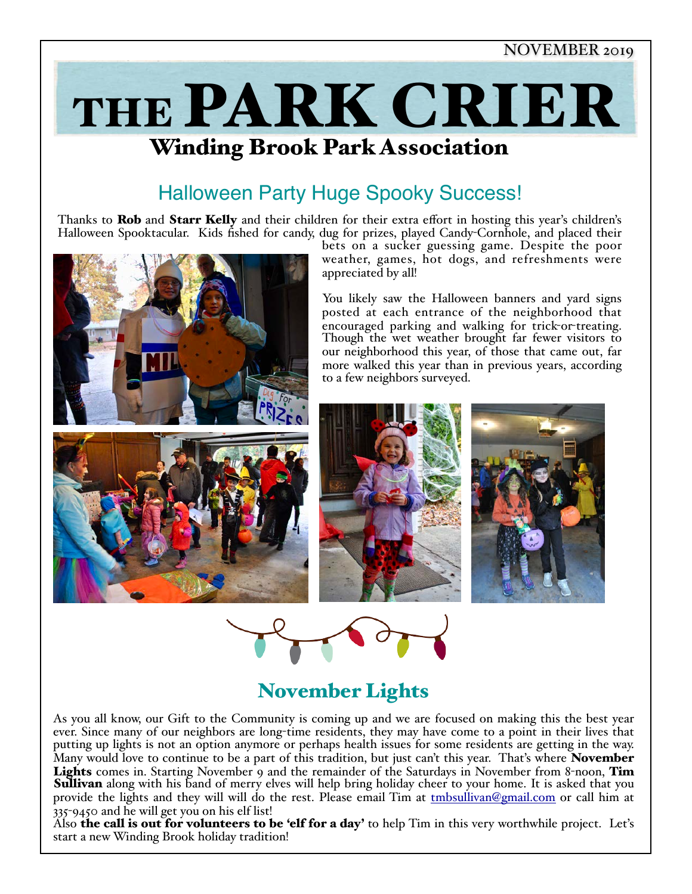NOVEMBER 2019

# THE PARK CRIER

## Winding Brook Park Association

## Halloween Party Huge Spooky Success!

Thanks to **Rob** and **Starr Kelly** and their children for their extra effort in hosting this year's children's Halloween Spooktacular. Kids fished for candy, dug for prizes, played Candy-Cornhole, and placed their bets on a sucker guessing game. Despite the poor weather, games, hot dogs, and refreshments were appreciated by all!

You likely saw the Halloween banners and yard signs posted at each entrance of the neighborhood that encouraged parking and walking for trick-or-treating. Though the wet weather brought far fewer visitors to our neighborhood this year, of those that came out, far more walked this year than in previous years, according to a few neighbors surveyed.

## November Lights

As you all know, our Gift to the Community is coming up and we are focused on making this the best year ever. Since many of our neighbors are long-time residents, they may have come to a point in their lives that putting up lights is not an option anymore or perhaps health issues for some residents are getting in the way. Many would love to continue to be a part of this tradition, but just can't this year. That's where **November Lights** comes in. Starting November 9 and the remainder of the Saturdays in November from 8-noon, **Tim Sullivan** along with his band of merry elves will help bring holiday cheer to your home. It is asked that you provide the lights and they will will do the rest. Please email Tim at tmbsullivan@gmail.com or call him at 335-9450 and he will get you on his elf list!

Also **the call is out for volunteers to be 'elf for a day'** to help Tim in this very worthwhile project. Let's start a new Winding Brook holiday tradition!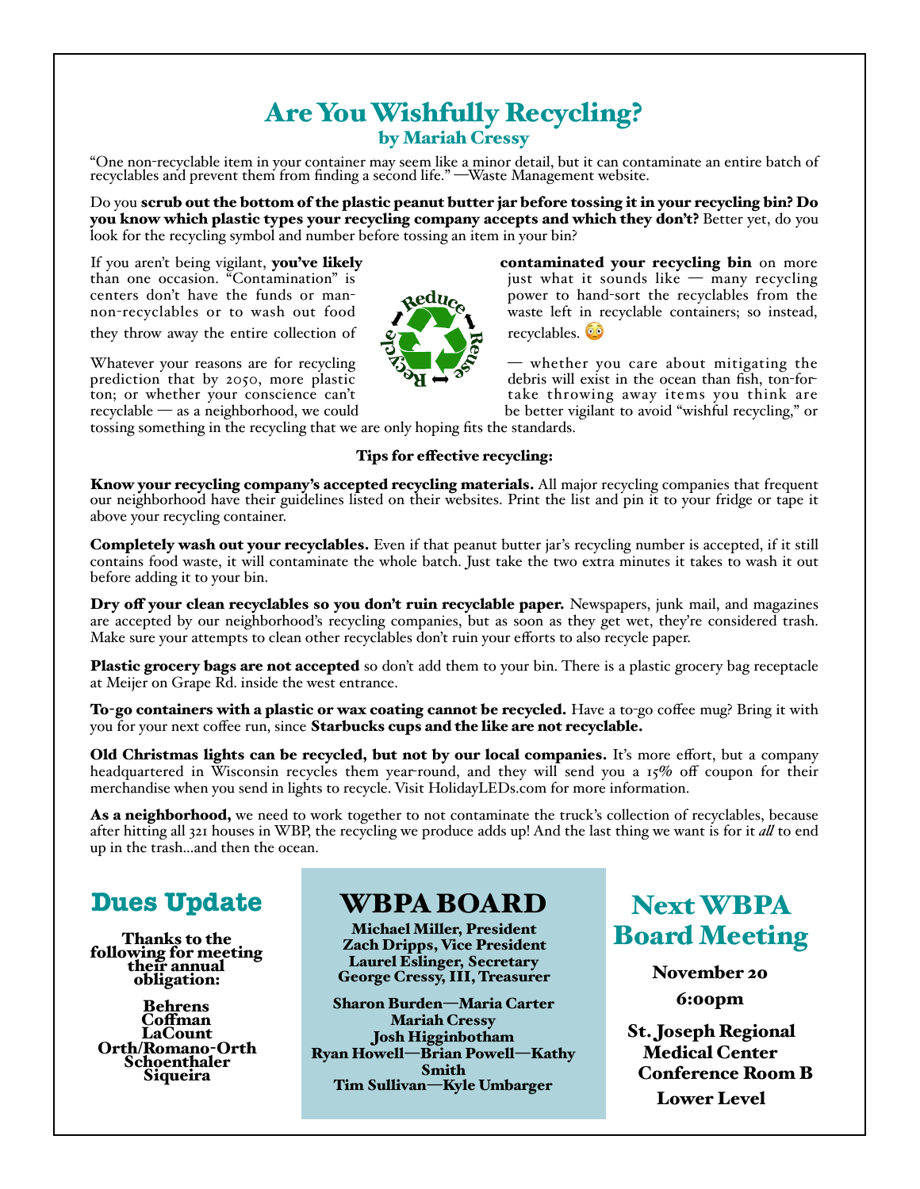# Are You Wishfully Recycling?
### by Mariah Cressy

"One non-recyclable item in your container may seem like a minor detail, but it can contaminate an entire batch of recyclables and prevent them from finding a second life." —Waste Management website.

Do you **scrub out the bottom of the plastic peanut butter jar before tossing it in your recycling bin? Do you know which plastic types your recycling company accepts and which they don't?** Better yet, do you look for the recycling symbol and number before tossing an item in your bin?

If you aren't being vigilant, **you've likely contaminated your recycling bin** on more than one occasion. "Contamination" is just what it sounds like — many recycling centers don't have the funds or manpower to hand-sort the recyclables from the non-recyclables or to wash out food waste left in recyclable containers; so instead, they throw away the entire collection of recyclables. 😳

Whatever your reasons are for recycling — whether you care about mitigating the prediction that by 2050, more plastic debris will exist in the ocean than fish, ton-for-ton; or whether your conscience can't take throwing away items you think are recyclable — as a neighborhood, we could be better vigilant to avoid "wishful recycling," or tossing something in the recycling that we are only hoping fits the standards.

**Tips for effective recycling:**

**Know your recycling company's accepted recycling materials.** All major recycling companies that frequent our neighborhood have their guidelines listed on their websites. Print the list and pin it to your fridge or tape it above your recycling container.

**Completely wash out your recyclables.** Even if that peanut butter jar's recycling number is accepted, if it still contains food waste, it will contaminate the whole batch. Just take the two extra minutes it takes to wash it out before adding it to your bin.

**Dry off your clean recyclables so you don't ruin recyclable paper.** Newspapers, junk mail, and magazines are accepted by our neighborhood's recycling companies, but as soon as they get wet, they're considered trash. Make sure your attempts to clean other recyclables don't ruin your efforts to also recycle paper.

**Plastic grocery bags are not accepted** so don't add them to your bin. There is a plastic grocery bag receptacle at Meijer on Grape Rd. inside the west entrance.

**To-go containers with a plastic or wax coating cannot be recycled.** Have a to-go coffee mug? Bring it with you for your next coffee run, since **Starbucks cups and the like are not recyclable.**

**Old Christmas lights can be recycled, but not by our local companies.** It's more effort, but a company headquartered in Wisconsin recycles them year-round, and they will send you a 15% off coupon for their merchandise when you send in lights to recycle. Visit HolidayLEDs.com for more information.

**As a neighborhood,** we need to work together to not contaminate the truck's collection of recyclables, because after hitting all 321 houses in WBP, the recycling we produce adds up! And the last thing we want is for it *all* to end up in the trash…and then the ocean.

## Dues Update

**Thanks to the following for meeting their annual obligation:**

**Behrens**
**Coffman**
**LaCount**
**Orth/Romano-Orth**
**Schoenthaler**
**Siqueira**

## WBPA BOARD

**Michael Miller, President**
**Zach Dripps, Vice President**
**Laurel Eslinger, Secretary**
**George Cressy, III, Treasurer**

**Sharon Burden—Maria Carter**
**Mariah Cressy**
**Josh Higginbotham**
**Ryan Howell—Brian Powell—Kathy Smith**
**Tim Sullivan—Kyle Umbarger**

## Next WBPA Board Meeting

**November 20**

**6:00pm**

**St. Joseph Regional Medical Center Conference Room B Lower Level**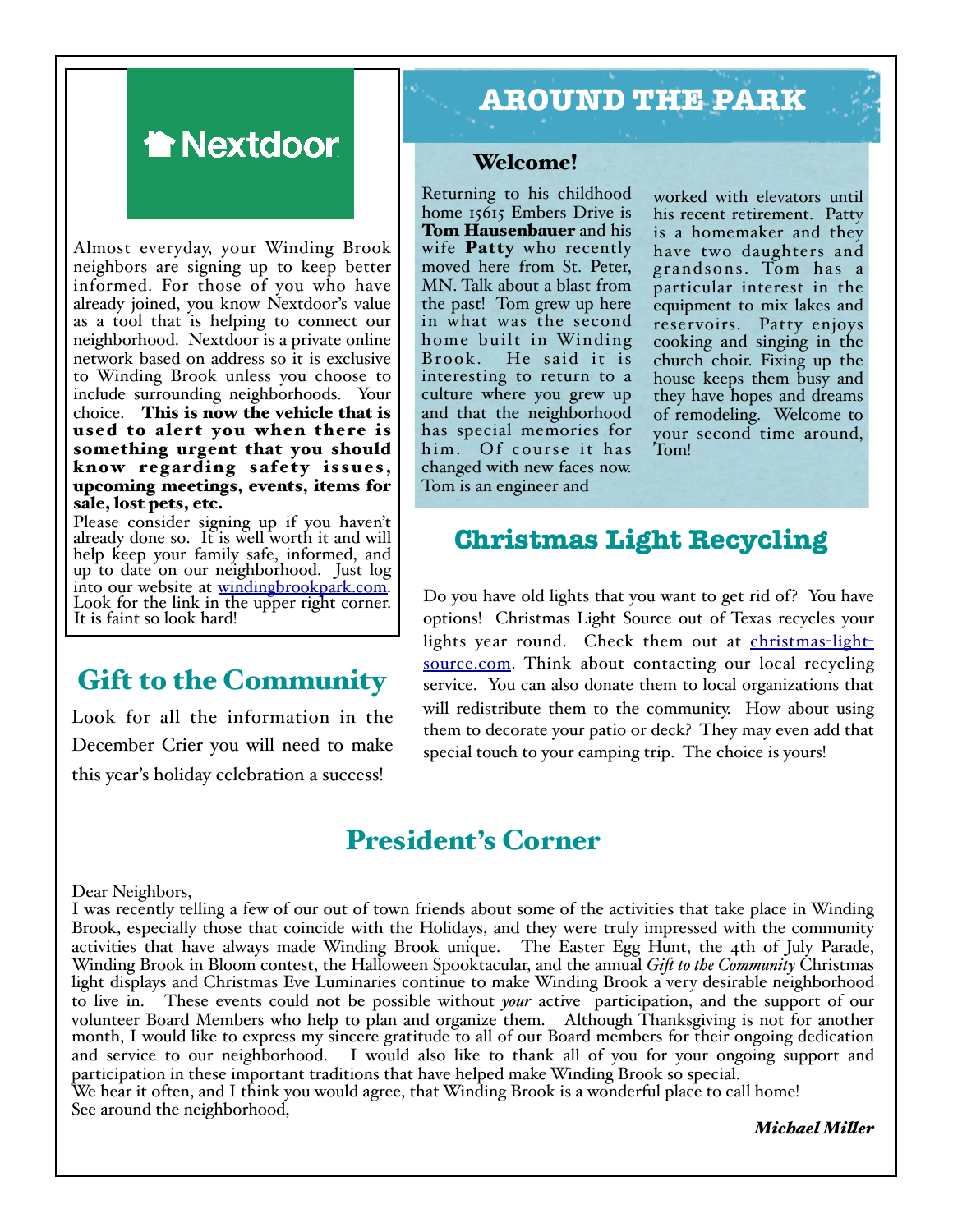## Nextdoor

Almost everyday, your Winding Brook neighbors are signing up to keep better informed. For those of you who have already joined, you know Nextdoor's value as a tool that is helping to connect our neighborhood. Nextdoor is a private online network based on address so it is exclusive to Winding Brook unless you choose to include surrounding neighborhoods. Your choice. **This is now the vehicle that is used to alert you when there is something urgent that you should know regarding safety issues, upcoming meetings, events, items for sale, lost pets, etc.**

Please consider signing up if you haven't already done so. It is well worth it and will help keep your family safe, informed, and up to date on our neighborhood. Just log into our website at windingbrookpark.com. Look for the link in the upper right corner. It is faint so look hard!

## Gift to the Community

Look for all the information in the December Crier you will need to make this year's holiday celebration a success!

# AROUND THE PARK

### Welcome!

Returning to his childhood home 15615 Embers Drive is **Tom Hausenbauer** and his wife **Patty** who recently moved here from St. Peter, MN. Talk about a blast from the past! Tom grew up here in what was the second home built in Winding Brook. He said it is interesting to return to a culture where you grew up and that the neighborhood has special memories for him. Of course it has changed with new faces now. Tom is an engineer and worked with elevators until his recent retirement. Patty is a homemaker and they have two daughters and grandsons. Tom has a particular interest in the equipment to mix lakes and reservoirs. Patty enjoys cooking and singing in the church choir. Fixing up the house keeps them busy and they have hopes and dreams of remodeling. Welcome to your second time around, Tom!

## Christmas Light Recycling

Do you have old lights that you want to get rid of? You have options! Christmas Light Source out of Texas recycles your lights year round. Check them out at christmas-light-source.com. Think about contacting our local recycling service. You can also donate them to local organizations that will redistribute them to the community. How about using them to decorate your patio or deck? They may even add that special touch to your camping trip. The choice is yours!

## President's Corner

Dear Neighbors,

I was recently telling a few of our out of town friends about some of the activities that take place in Winding Brook, especially those that coincide with the Holidays, and they were truly impressed with the community activities that have always made Winding Brook unique. The Easter Egg Hunt, the 4th of July Parade, Winding Brook in Bloom contest, the Halloween Spooktacular, and the annual *Gift to the Community* Christmas light displays and Christmas Eve Luminaries continue to make Winding Brook a very desirable neighborhood to live in. These events could not be possible without *your* active participation, and the support of our volunteer Board Members who help to plan and organize them. Although Thanksgiving is not for another month, I would like to express my sincere gratitude to all of our Board members for their ongoing dedication and service to our neighborhood. I would also like to thank all of you for your ongoing support and participation in these important traditions that have helped make Winding Brook so special.

We hear it often, and I think you would agree, that Winding Brook is a wonderful place to call home!

See around the neighborhood,

***Michael Miller***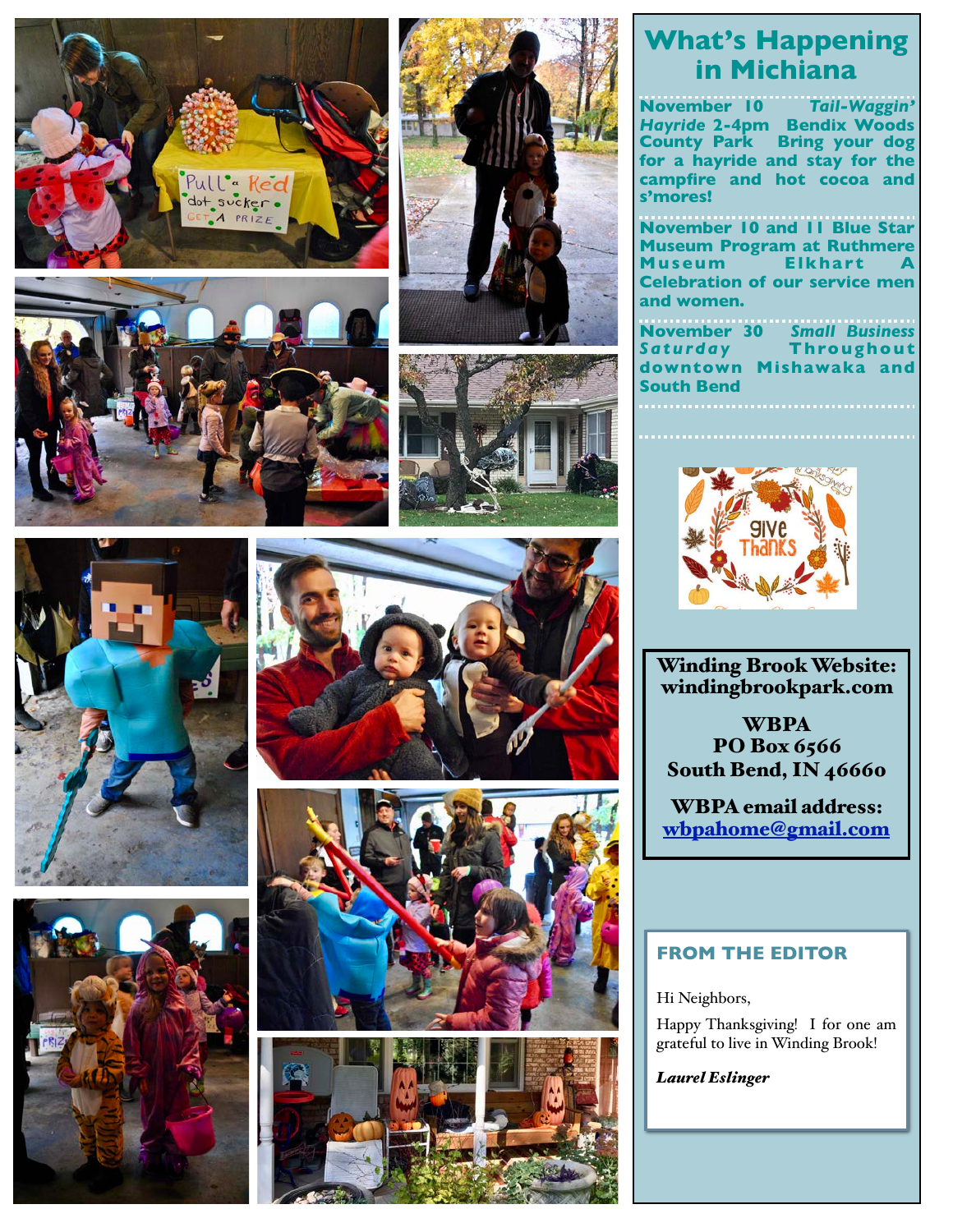## What's Happening in Michiana

**November 10** ***Tail-Waggin' Hayride*** **2-4pm Bendix Woods County Park Bring your dog for a hayride and stay for the campfire and hot cocoa and s'mores!**

**November 10 and 11 Blue Star Museum Program at Ruthmere Museum Elkhart A Celebration of our service men and women.**

**November 30** ***Small Business Saturday*** **Throughout downtown Mishawaka and South Bend**

**Winding Brook Website: windingbrookpark.com**

**WBPA**
**PO Box 6566**
**South Bend, IN 46660**

**WBPA email address: wbpahome@gmail.com**

## FROM THE EDITOR

Hi Neighbors,

Happy Thanksgiving! I for one am grateful to live in Winding Brook!

***Laurel Eslinger***